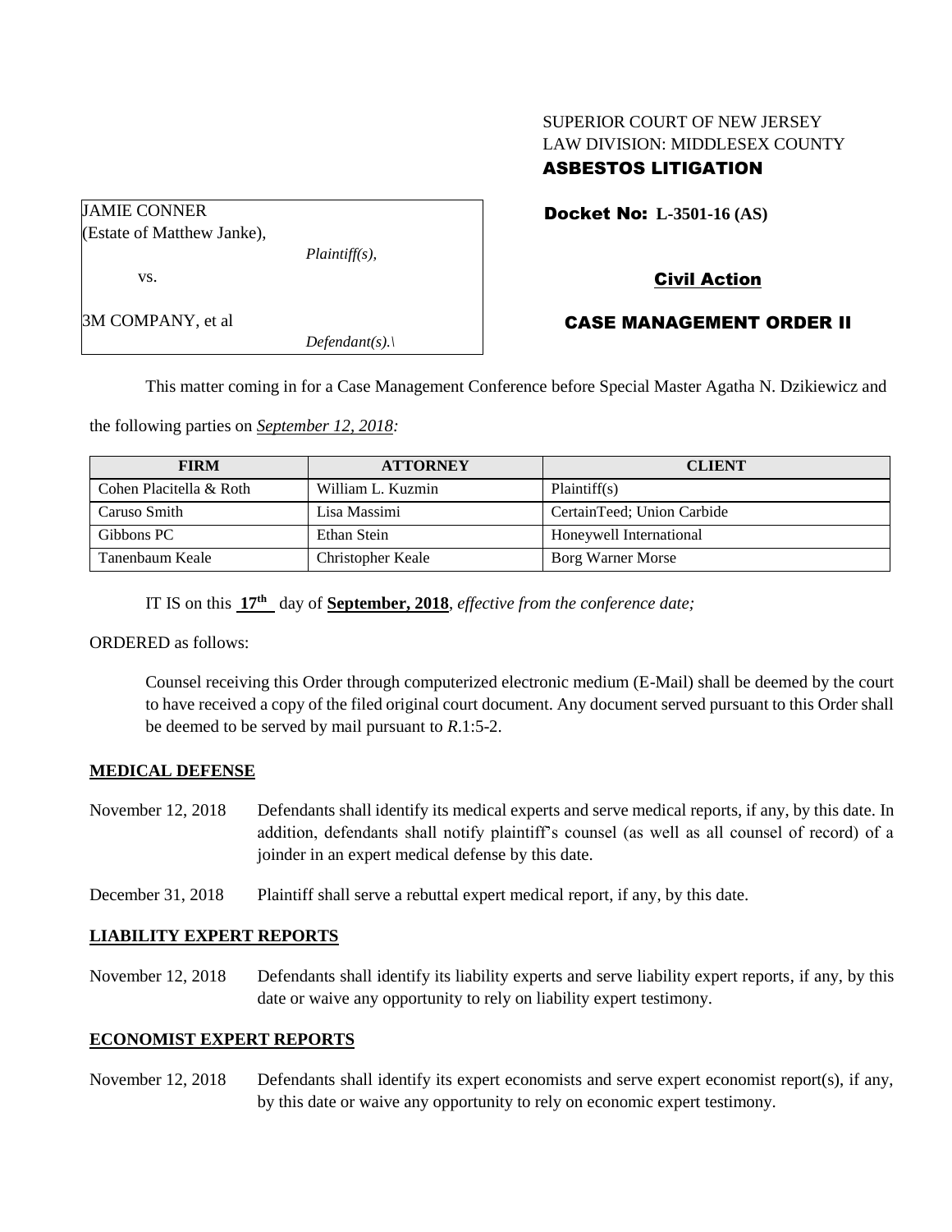SUPERIOR COURT OF NEW JERSEY
LAW DIVISION: MIDDLESEX COUNTY
**ASBESTOS LITIGATION**

JAMIE CONNER
(Estate of Matthew Janke),
*Plaintiff(s),*

vs.

3M COMPANY, et al
*Defendant(s).\*

**Docket No: L-3501-16 (AS)**

**Civil Action**

**CASE MANAGEMENT ORDER II**

This matter coming in for a Case Management Conference before Special Master Agatha N. Dzikiewicz and the following parties on ***September 12, 2018:***

| FIRM | ATTORNEY | CLIENT |
| --- | --- | --- |
| Cohen Placitella & Roth | William L. Kuzmin | Plaintiff(s) |
| Caruso Smith | Lisa Massimi | CertainTeed; Union Carbide |
| Gibbons PC | Ethan Stein | Honeywell International |
| Tanenbaum Keale | Christopher Keale | Borg Warner Morse |

IT IS on this **17th** day of **September, 2018**, *effective from the conference date;*

ORDERED as follows:

Counsel receiving this Order through computerized electronic medium (E-Mail) shall be deemed by the court to have received a copy of the filed original court document. Any document served pursuant to this Order shall be deemed to be served by mail pursuant to *R*.1:5-2.

**MEDICAL DEFENSE**

November 12, 2018 Defendants shall identify its medical experts and serve medical reports, if any, by this date. In addition, defendants shall notify plaintiff's counsel (as well as all counsel of record) of a joinder in an expert medical defense by this date.

December 31, 2018 Plaintiff shall serve a rebuttal expert medical report, if any, by this date.

**LIABILITY EXPERT REPORTS**

November 12, 2018 Defendants shall identify its liability experts and serve liability expert reports, if any, by this date or waive any opportunity to rely on liability expert testimony.

**ECONOMIST EXPERT REPORTS**

November 12, 2018 Defendants shall identify its expert economists and serve expert economist report(s), if any, by this date or waive any opportunity to rely on economic expert testimony.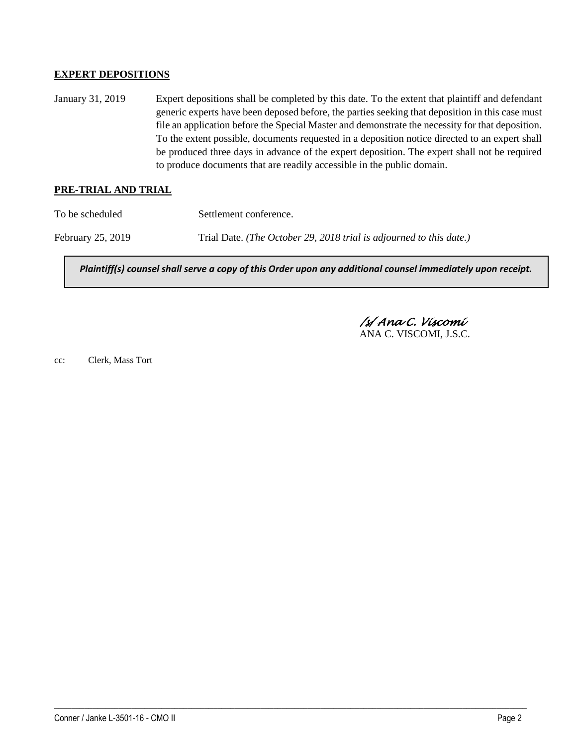**EXPERT DEPOSITIONS**

| | |
|---|---|
| January 31, 2019 | Expert depositions shall be completed by this date. To the extent that plaintiff and defendant generic experts have been deposed before, the parties seeking that deposition in this case must file an application before the Special Master and demonstrate the necessity for that deposition. To the extent possible, documents requested in a deposition notice directed to an expert shall be produced three days in advance of the expert deposition. The expert shall not be required to produce documents that are readily accessible in the public domain. |

**PRE-TRIAL AND TRIAL**

| | |
|---|---|
| To be scheduled | Settlement conference. |
| February 25, 2019 | Trial Date. *(The October 29, 2018 trial is adjourned to this date.)* |

***Plaintiff(s) counsel shall serve a copy of this Order upon any additional counsel immediately upon receipt.***

/s/ Ana C. Viscomi
ANA C. VISCOMI, J.S.C.

cc: Clerk, Mass Tort

Conner / Janke L-3501-16 - CMO II